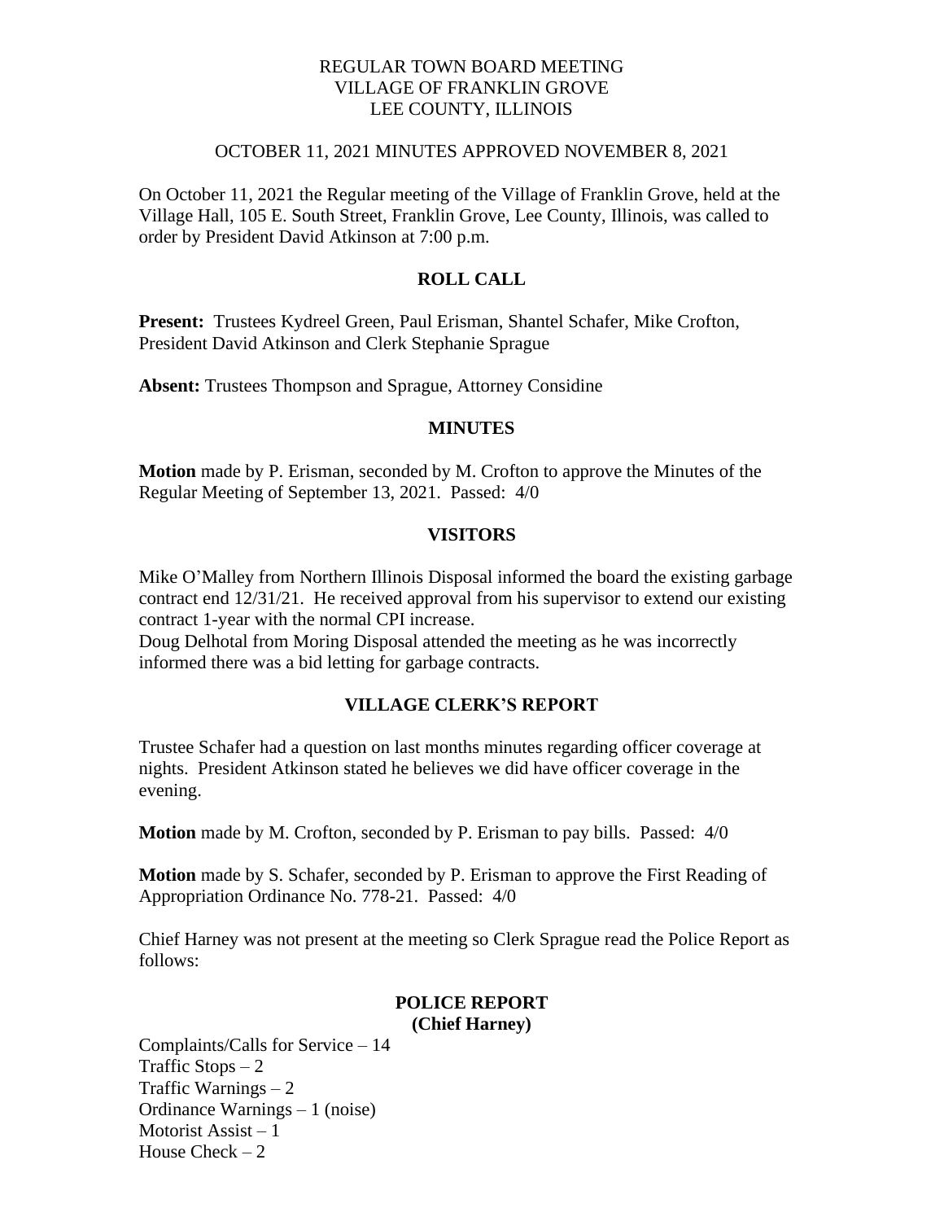REGULAR TOWN BOARD MEETING
VILLAGE OF FRANKLIN GROVE
LEE COUNTY, ILLINOIS

OCTOBER 11, 2021 MINUTES APPROVED NOVEMBER 8, 2021

On October 11, 2021 the Regular meeting of the Village of Franklin Grove, held at the Village Hall, 105 E. South Street, Franklin Grove, Lee County, Illinois, was called to order by President David Atkinson at 7:00 p.m.

## ROLL CALL

**Present:** Trustees Kydreel Green, Paul Erisman, Shantel Schafer, Mike Crofton, President David Atkinson and Clerk Stephanie Sprague

**Absent:** Trustees Thompson and Sprague, Attorney Considine

## MINUTES

**Motion** made by P. Erisman, seconded by M. Crofton to approve the Minutes of the Regular Meeting of September 13, 2021. Passed: 4/0

## VISITORS

Mike O'Malley from Northern Illinois Disposal informed the board the existing garbage contract end 12/31/21. He received approval from his supervisor to extend our existing contract 1-year with the normal CPI increase.
Doug Delhotal from Moring Disposal attended the meeting as he was incorrectly informed there was a bid letting for garbage contracts.

## VILLAGE CLERK'S REPORT

Trustee Schafer had a question on last months minutes regarding officer coverage at nights. President Atkinson stated he believes we did have officer coverage in the evening.

**Motion** made by M. Crofton, seconded by P. Erisman to pay bills. Passed: 4/0

**Motion** made by S. Schafer, seconded by P. Erisman to approve the First Reading of Appropriation Ordinance No. 778-21. Passed: 4/0

Chief Harney was not present at the meeting so Clerk Sprague read the Police Report as follows:

## POLICE REPORT
**(Chief Harney)**

Complaints/Calls for Service – 14
Traffic Stops – 2
Traffic Warnings – 2
Ordinance Warnings – 1 (noise)
Motorist Assist – 1
House Check – 2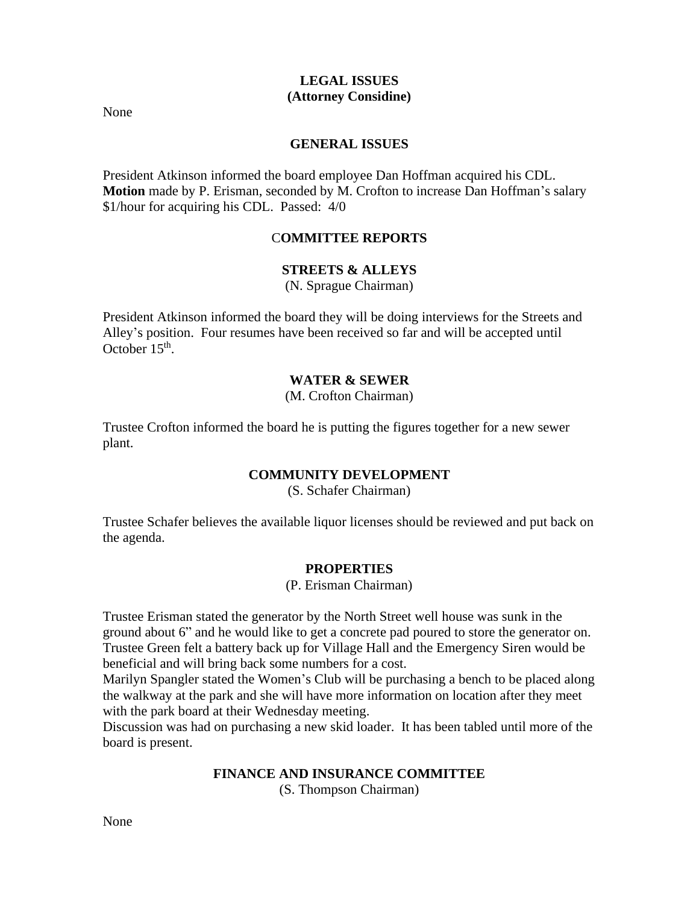## LEGAL ISSUES
## (Attorney Considine)

None

## GENERAL ISSUES

President Atkinson informed the board employee Dan Hoffman acquired his CDL.
**Motion** made by P. Erisman, seconded by M. Crofton to increase Dan Hoffman's salary $1/hour for acquiring his CDL. Passed: 4/0

## COMMITTEE REPORTS

### STREETS & ALLEYS
(N. Sprague Chairman)

President Atkinson informed the board they will be doing interviews for the Streets and Alley's position. Four resumes have been received so far and will be accepted until October 15th.

### WATER & SEWER
(M. Crofton Chairman)

Trustee Crofton informed the board he is putting the figures together for a new sewer plant.

### COMMUNITY DEVELOPMENT
(S. Schafer Chairman)

Trustee Schafer believes the available liquor licenses should be reviewed and put back on the agenda.

### PROPERTIES
(P. Erisman Chairman)

Trustee Erisman stated the generator by the North Street well house was sunk in the ground about 6" and he would like to get a concrete pad poured to store the generator on.
Trustee Green felt a battery back up for Village Hall and the Emergency Siren would be beneficial and will bring back some numbers for a cost.
Marilyn Spangler stated the Women's Club will be purchasing a bench to be placed along the walkway at the park and she will have more information on location after they meet with the park board at their Wednesday meeting.
Discussion was had on purchasing a new skid loader. It has been tabled until more of the board is present.

### FINANCE AND INSURANCE COMMITTEE
(S. Thompson Chairman)

None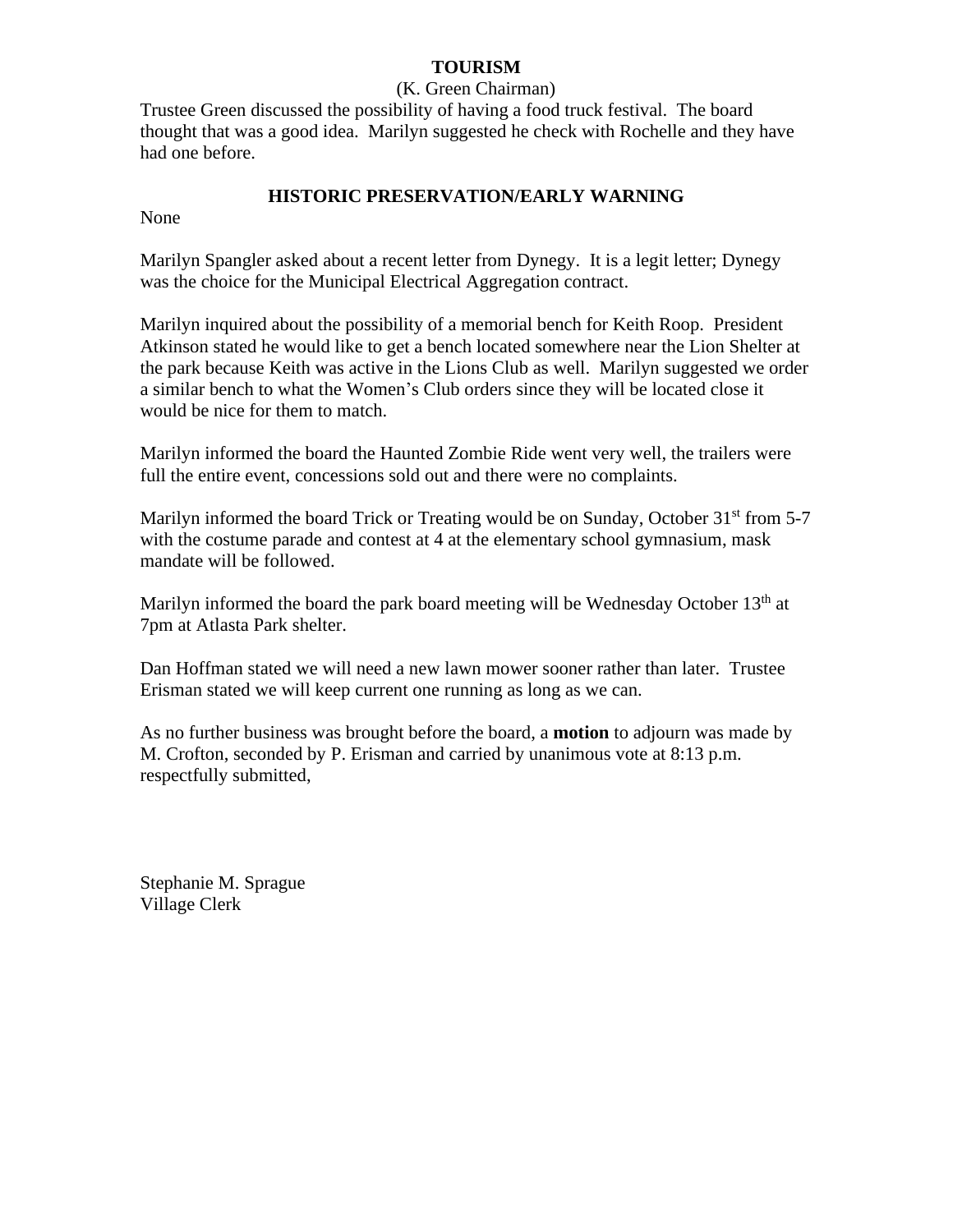## TOURISM

(K. Green Chairman)

Trustee Green discussed the possibility of having a food truck festival. The board thought that was a good idea. Marilyn suggested he check with Rochelle and they have had one before.

## HISTORIC PRESERVATION/EARLY WARNING

None

Marilyn Spangler asked about a recent letter from Dynegy. It is a legit letter; Dynegy was the choice for the Municipal Electrical Aggregation contract.

Marilyn inquired about the possibility of a memorial bench for Keith Roop. President Atkinson stated he would like to get a bench located somewhere near the Lion Shelter at the park because Keith was active in the Lions Club as well. Marilyn suggested we order a similar bench to what the Women's Club orders since they will be located close it would be nice for them to match.

Marilyn informed the board the Haunted Zombie Ride went very well, the trailers were full the entire event, concessions sold out and there were no complaints.

Marilyn informed the board Trick or Treating would be on Sunday, October 31st from 5-7 with the costume parade and contest at 4 at the elementary school gymnasium, mask mandate will be followed.

Marilyn informed the board the park board meeting will be Wednesday October 13th at 7pm at Atlasta Park shelter.

Dan Hoffman stated we will need a new lawn mower sooner rather than later. Trustee Erisman stated we will keep current one running as long as we can.

As no further business was brought before the board, a **motion** to adjourn was made by M. Crofton, seconded by P. Erisman and carried by unanimous vote at 8:13 p.m.
respectfully submitted,

Stephanie M. Sprague
Village Clerk